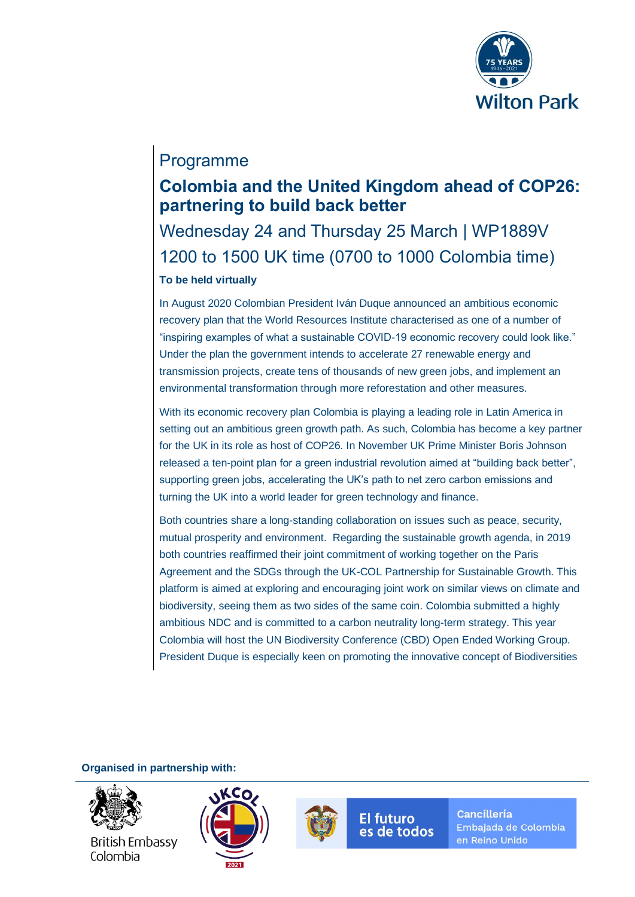Programme

# Colombia and the United Kingdom ahead of COP26: partnering to build back better

## Wednesday 24 and Thursday 25 March | WP1889V

## 1200 to 1500 UK time (0700 to 1000 Colombia time)

**To be held virtually**

In August 2020 Colombian President Iván Duque announced an ambitious economic recovery plan that the World Resources Institute characterised as one of a number of "inspiring examples of what a sustainable COVID-19 economic recovery could look like." Under the plan the government intends to accelerate 27 renewable energy and transmission projects, create tens of thousands of new green jobs, and implement an environmental transformation through more reforestation and other measures.

With its economic recovery plan Colombia is playing a leading role in Latin America in setting out an ambitious green growth path. As such, Colombia has become a key partner for the UK in its role as host of COP26. In November UK Prime Minister Boris Johnson released a ten-point plan for a green industrial revolution aimed at "building back better", supporting green jobs, accelerating the UK's path to net zero carbon emissions and turning the UK into a world leader for green technology and finance.

Both countries share a long-standing collaboration on issues such as peace, security, mutual prosperity and environment. Regarding the sustainable growth agenda, in 2019 both countries reaffirmed their joint commitment of working together on the Paris Agreement and the SDGs through the UK-COL Partnership for Sustainable Growth. This platform is aimed at exploring and encouraging joint work on similar views on climate and biodiversity, seeing them as two sides of the same coin. Colombia submitted a highly ambitious NDC and is committed to a carbon neutrality long-term strategy. This year Colombia will host the UN Biodiversity Conference (CBD) Open Ended Working Group. President Duque is especially keen on promoting the innovative concept of Biodiversities

**Organised in partnership with:**

British Embassy Colombia

UKCOL 2021

El futuro es de todos

Cancillería
Embajada de Colombia en Reino Unido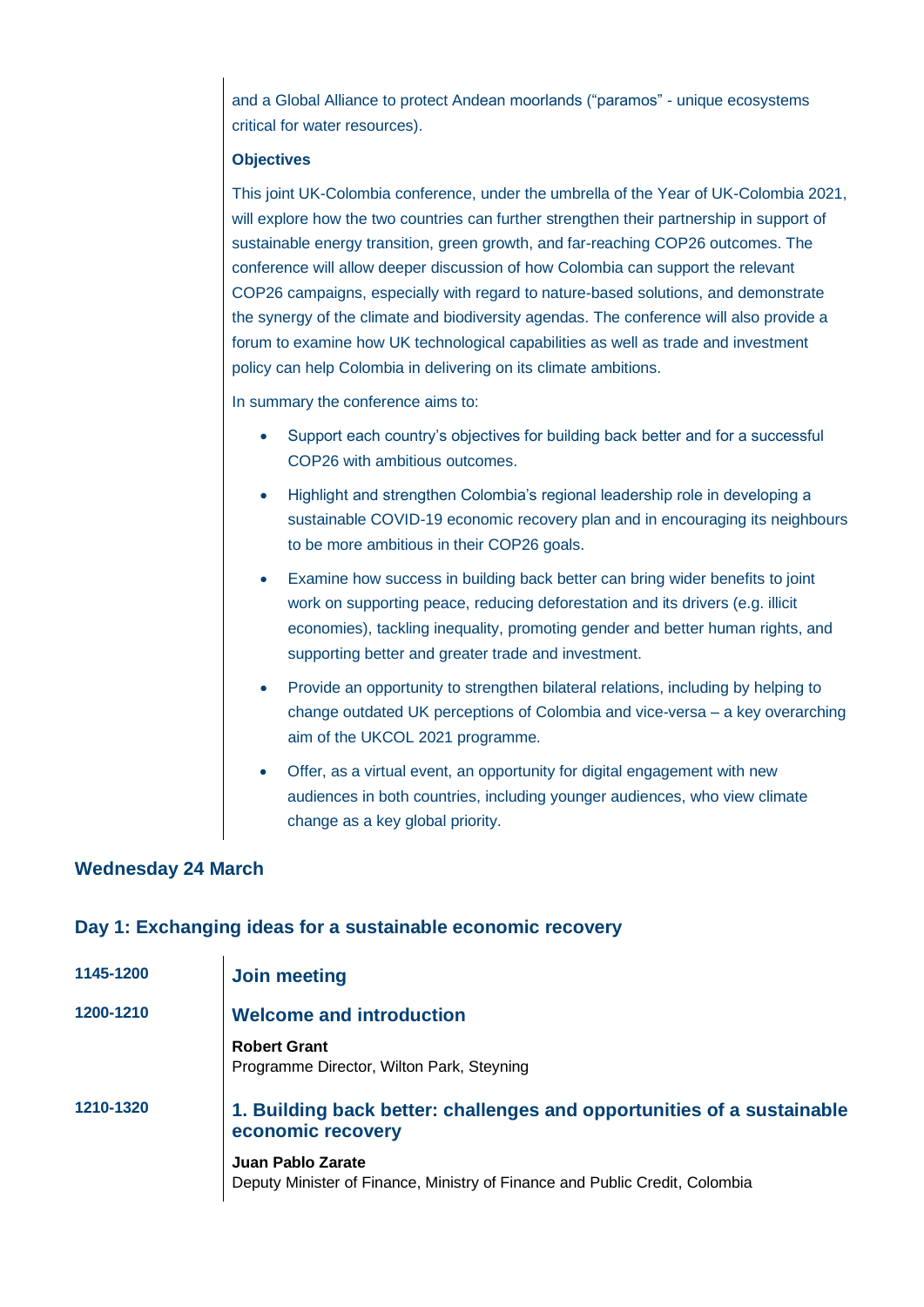and a Global Alliance to protect Andean moorlands ("paramos" - unique ecosystems critical for water resources).

**Objectives**

This joint UK-Colombia conference, under the umbrella of the Year of UK-Colombia 2021, will explore how the two countries can further strengthen their partnership in support of sustainable energy transition, green growth, and far-reaching COP26 outcomes. The conference will allow deeper discussion of how Colombia can support the relevant COP26 campaigns, especially with regard to nature-based solutions, and demonstrate the synergy of the climate and biodiversity agendas. The conference will also provide a forum to examine how UK technological capabilities as well as trade and investment policy can help Colombia in delivering on its climate ambitions.

In summary the conference aims to:

- Support each country's objectives for building back better and for a successful COP26 with ambitious outcomes.
- Highlight and strengthen Colombia's regional leadership role in developing a sustainable COVID-19 economic recovery plan and in encouraging its neighbours to be more ambitious in their COP26 goals.
- Examine how success in building back better can bring wider benefits to joint work on supporting peace, reducing deforestation and its drivers (e.g. illicit economies), tackling inequality, promoting gender and better human rights, and supporting better and greater trade and investment.
- Provide an opportunity to strengthen bilateral relations, including by helping to change outdated UK perceptions of Colombia and vice-versa – a key overarching aim of the UKCOL 2021 programme.
- Offer, as a virtual event, an opportunity for digital engagement with new audiences in both countries, including younger audiences, who view climate change as a key global priority.

## Wednesday 24 March

## Day 1: Exchanging ideas for a sustainable economic recovery

**1145-1200** **Join meeting**

**1200-1210** **Welcome and introduction**

**Robert Grant**
Programme Director, Wilton Park, Steyning

**1210-1320** **1. Building back better: challenges and opportunities of a sustainable economic recovery**

**Juan Pablo Zarate**
Deputy Minister of Finance, Ministry of Finance and Public Credit, Colombia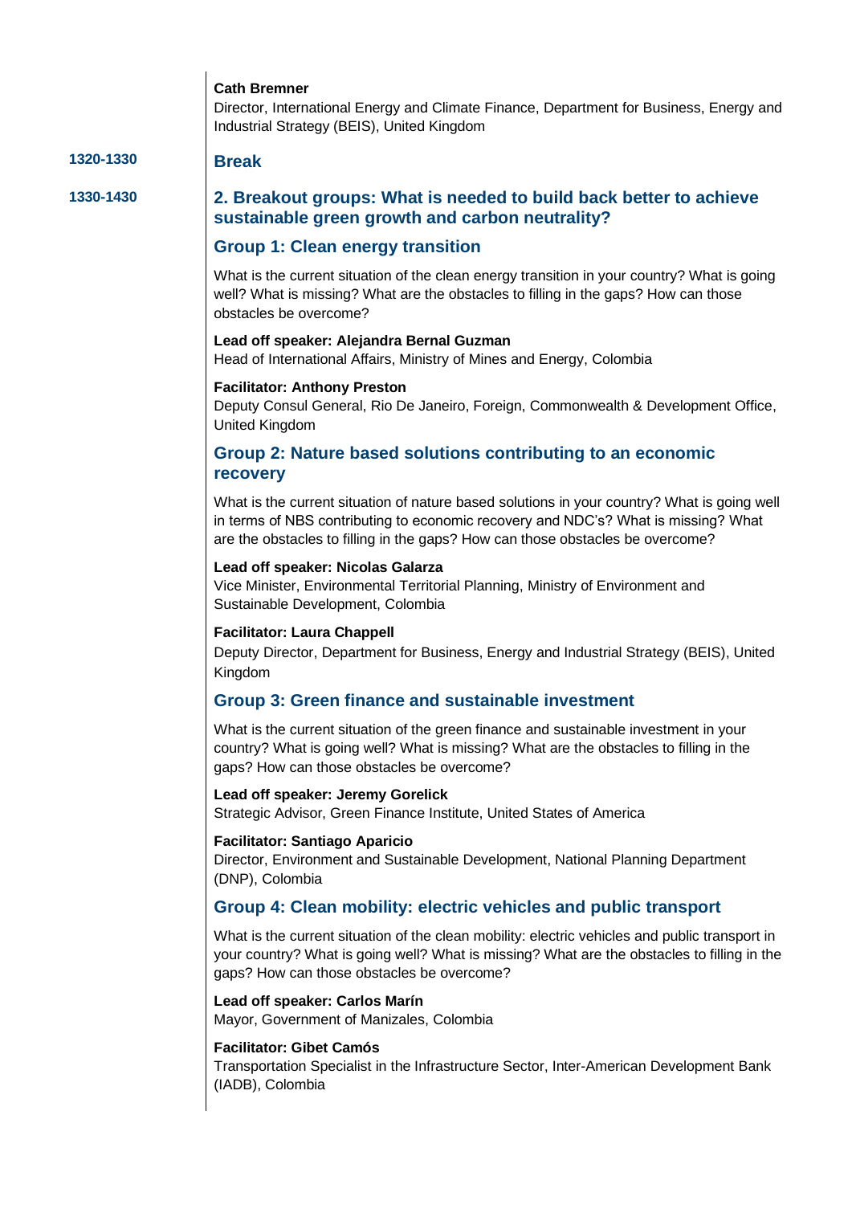**Cath Bremner**
Director, International Energy and Climate Finance, Department for Business, Energy and Industrial Strategy (BEIS), United Kingdom

**1320-1330**

## Break

**1330-1430**

## 2. Breakout groups: What is needed to build back better to achieve sustainable green growth and carbon neutrality?

### Group 1: Clean energy transition

What is the current situation of the clean energy transition in your country? What is going well? What is missing? What are the obstacles to filling in the gaps? How can those obstacles be overcome?

**Lead off speaker: Alejandra Bernal Guzman**
Head of International Affairs, Ministry of Mines and Energy, Colombia

**Facilitator: Anthony Preston**
Deputy Consul General, Rio De Janeiro, Foreign, Commonwealth & Development Office, United Kingdom

### Group 2: Nature based solutions contributing to an economic recovery

What is the current situation of nature based solutions in your country? What is going well in terms of NBS contributing to economic recovery and NDC's? What is missing? What are the obstacles to filling in the gaps? How can those obstacles be overcome?

**Lead off speaker: Nicolas Galarza**
Vice Minister, Environmental Territorial Planning, Ministry of Environment and Sustainable Development, Colombia

**Facilitator: Laura Chappell**
Deputy Director, Department for Business, Energy and Industrial Strategy (BEIS), United Kingdom

### Group 3: Green finance and sustainable investment

What is the current situation of the green finance and sustainable investment in your country? What is going well? What is missing? What are the obstacles to filling in the gaps? How can those obstacles be overcome?

**Lead off speaker: Jeremy Gorelick**
Strategic Advisor, Green Finance Institute, United States of America

**Facilitator: Santiago Aparicio**
Director, Environment and Sustainable Development, National Planning Department (DNP), Colombia

### Group 4: Clean mobility: electric vehicles and public transport

What is the current situation of the clean mobility: electric vehicles and public transport in your country? What is going well? What is missing? What are the obstacles to filling in the gaps? How can those obstacles be overcome?

**Lead off speaker: Carlos Marín**
Mayor, Government of Manizales, Colombia

**Facilitator: Gibet Camós**
Transportation Specialist in the Infrastructure Sector, Inter-American Development Bank (IADB), Colombia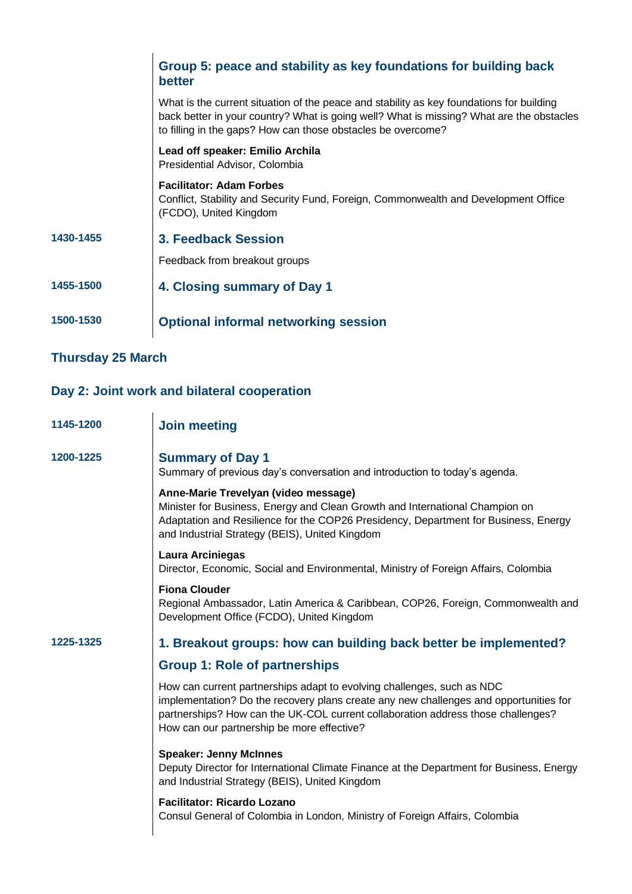### Group 5: peace and stability as key foundations for building back better

What is the current situation of the peace and stability as key foundations for building back better in your country? What is going well? What is missing? What are the obstacles to filling in the gaps? How can those obstacles be overcome?

**Lead off speaker: Emilio Archila**
Presidential Advisor, Colombia

**Facilitator: Adam Forbes**
Conflict, Stability and Security Fund, Foreign, Commonwealth and Development Office (FCDO), United Kingdom

**1430-1455**

### 3. Feedback Session

Feedback from breakout groups

**1455-1500**

### 4. Closing summary of Day 1

**1500-1530**

### Optional informal networking session

## Thursday 25 March

## Day 2: Joint work and bilateral cooperation

**1145-1200**

### Join meeting

**1200-1225**

### Summary of Day 1

Summary of previous day's conversation and introduction to today's agenda.

**Anne-Marie Trevelyan (video message)**
Minister for Business, Energy and Clean Growth and International Champion on Adaptation and Resilience for the COP26 Presidency, Department for Business, Energy and Industrial Strategy (BEIS), United Kingdom

**Laura Arciniegas**
Director, Economic, Social and Environmental, Ministry of Foreign Affairs, Colombia

**Fiona Clouder**
Regional Ambassador, Latin America & Caribbean, COP26, Foreign, Commonwealth and Development Office (FCDO), United Kingdom

**1225-1325**

### 1. Breakout groups: how can building back better be implemented?

### Group 1: Role of partnerships

How can current partnerships adapt to evolving challenges, such as NDC implementation? Do the recovery plans create any new challenges and opportunities for partnerships? How can the UK-COL current collaboration address those challenges? How can our partnership be more effective?

**Speaker: Jenny McInnes**
Deputy Director for International Climate Finance at the Department for Business, Energy and Industrial Strategy (BEIS), United Kingdom

**Facilitator: Ricardo Lozano**
Consul General of Colombia in London, Ministry of Foreign Affairs, Colombia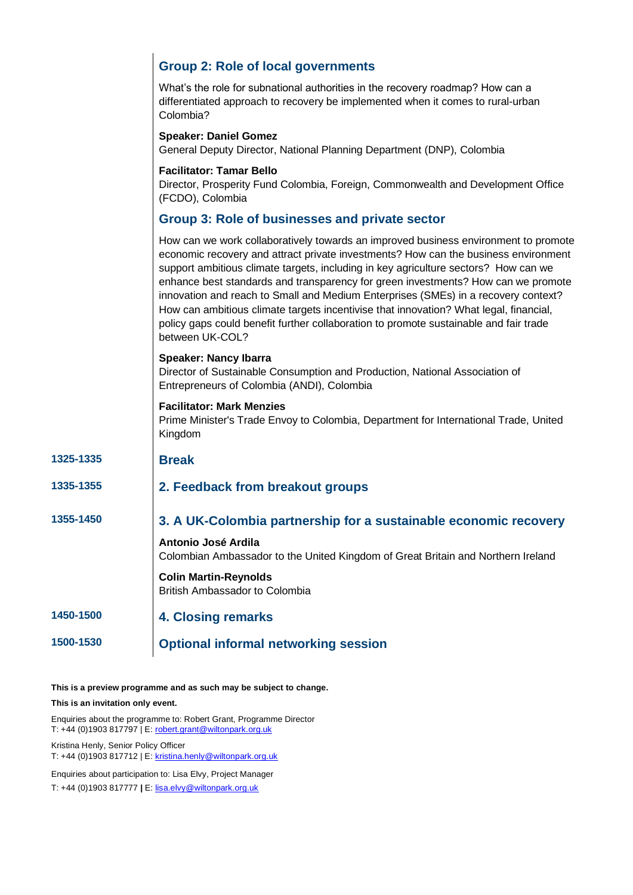### Group 2: Role of local governments

What's the role for subnational authorities in the recovery roadmap? How can a differentiated approach to recovery be implemented when it comes to rural-urban Colombia?

**Speaker: Daniel Gomez**
General Deputy Director, National Planning Department (DNP), Colombia

**Facilitator: Tamar Bello**
Director, Prosperity Fund Colombia, Foreign, Commonwealth and Development Office (FCDO), Colombia

### Group 3: Role of businesses and private sector

How can we work collaboratively towards an improved business environment to promote economic recovery and attract private investments? How can the business environment support ambitious climate targets, including in key agriculture sectors? How can we enhance best standards and transparency for green investments? How can we promote innovation and reach to Small and Medium Enterprises (SMEs) in a recovery context? How can ambitious climate targets incentivise that innovation? What legal, financial, policy gaps could benefit further collaboration to promote sustainable and fair trade between UK-COL?

**Speaker: Nancy Ibarra**
Director of Sustainable Consumption and Production, National Association of Entrepreneurs of Colombia (ANDI), Colombia

**Facilitator: Mark Menzies**
Prime Minister's Trade Envoy to Colombia, Department for International Trade, United Kingdom

**1325-1335** — **Break**

**1335-1355** — **2. Feedback from breakout groups**

**1355-1450** — **3. A UK-Colombia partnership for a sustainable economic recovery**

**Antonio José Ardila**
Colombian Ambassador to the United Kingdom of Great Britain and Northern Ireland

**Colin Martin-Reynolds**
British Ambassador to Colombia

**1450-1500** — **4. Closing remarks**

**1500-1530** — **Optional informal networking session**

**This is a preview programme and as such may be subject to change.**

**This is an invitation only event.**

Enquiries about the programme to: Robert Grant, Programme Director
T: +44 (0)1903 817797 | E: robert.grant@wiltonpark.org.uk

Kristina Henly, Senior Policy Officer
T: +44 (0)1903 817712 | E: kristina.henly@wiltonpark.org.uk

Enquiries about participation to: Lisa Elvy, Project Manager
T: +44 (0)1903 817777 | E: lisa.elvy@wiltonpark.org.uk